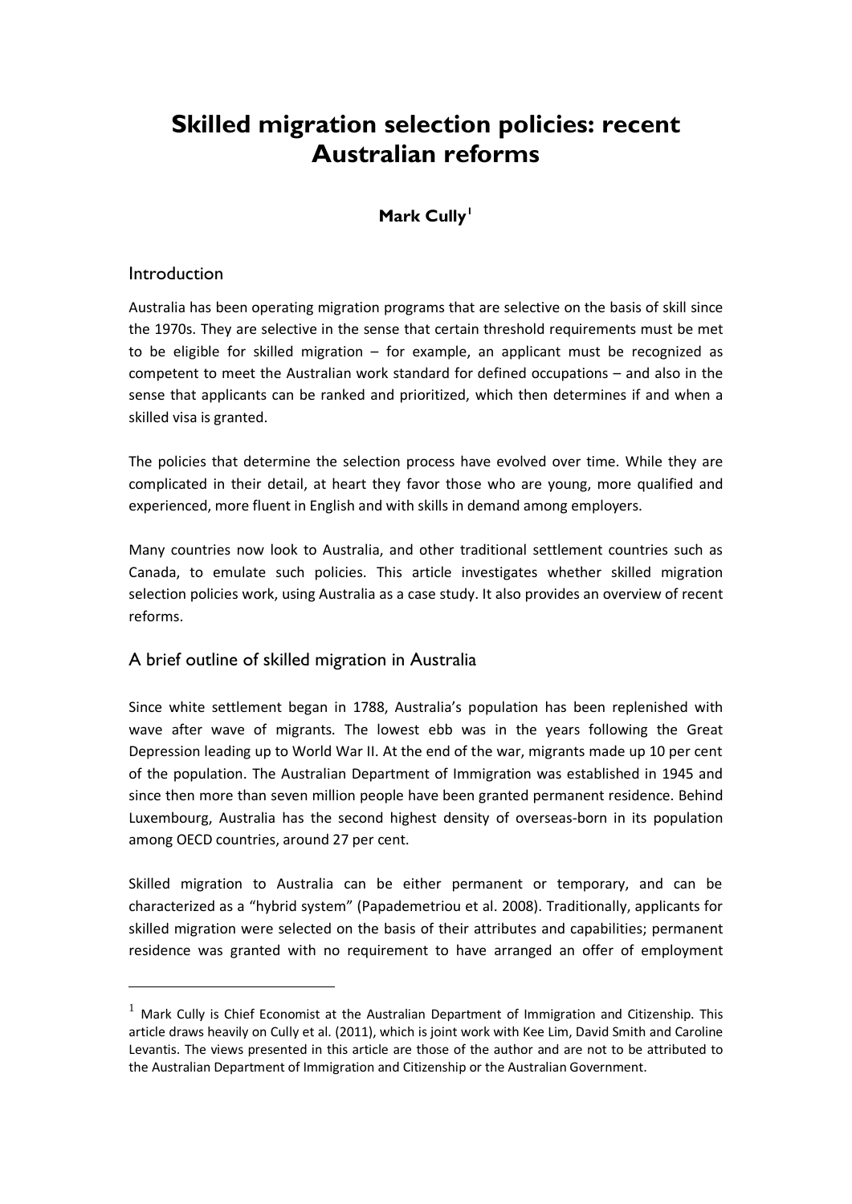# Skilled migration selection policies: recent Australian reforms

**Mark Cully**[1]

## Introduction

Australia has been operating migration programs that are selective on the basis of skill since the 1970s. They are selective in the sense that certain threshold requirements must be met to be eligible for skilled migration – for example, an applicant must be recognized as competent to meet the Australian work standard for defined occupations – and also in the sense that applicants can be ranked and prioritized, which then determines if and when a skilled visa is granted.

The policies that determine the selection process have evolved over time. While they are complicated in their detail, at heart they favor those who are young, more qualified and experienced, more fluent in English and with skills in demand among employers.

Many countries now look to Australia, and other traditional settlement countries such as Canada, to emulate such policies. This article investigates whether skilled migration selection policies work, using Australia as a case study. It also provides an overview of recent reforms.

## A brief outline of skilled migration in Australia

Since white settlement began in 1788, Australia's population has been replenished with wave after wave of migrants. The lowest ebb was in the years following the Great Depression leading up to World War II. At the end of the war, migrants made up 10 per cent of the population. The Australian Department of Immigration was established in 1945 and since then more than seven million people have been granted permanent residence. Behind Luxembourg, Australia has the second highest density of overseas-born in its population among OECD countries, around 27 per cent.

Skilled migration to Australia can be either permanent or temporary, and can be characterized as a "hybrid system" (Papademetriou et al. 2008). Traditionally, applicants for skilled migration were selected on the basis of their attributes and capabilities; permanent residence was granted with no requirement to have arranged an offer of employment

---

[1] Mark Cully is Chief Economist at the Australian Department of Immigration and Citizenship. This article draws heavily on Cully et al. (2011), which is joint work with Kee Lim, David Smith and Caroline Levantis. The views presented in this article are those of the author and are not to be attributed to the Australian Department of Immigration and Citizenship or the Australian Government.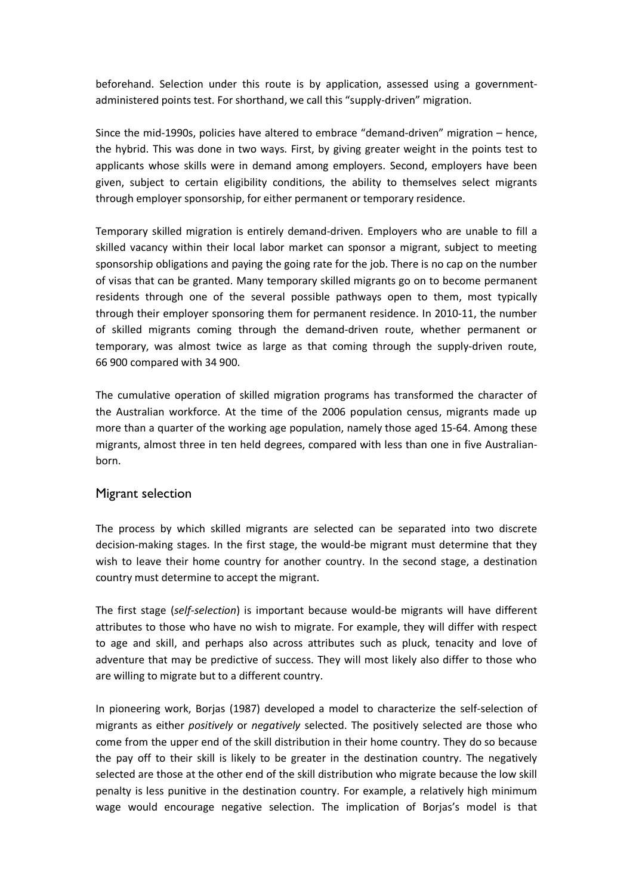beforehand. Selection under this route is by application, assessed using a government-administered points test. For shorthand, we call this "supply-driven" migration.

Since the mid-1990s, policies have altered to embrace "demand-driven" migration – hence, the hybrid. This was done in two ways. First, by giving greater weight in the points test to applicants whose skills were in demand among employers. Second, employers have been given, subject to certain eligibility conditions, the ability to themselves select migrants through employer sponsorship, for either permanent or temporary residence.

Temporary skilled migration is entirely demand-driven. Employers who are unable to fill a skilled vacancy within their local labor market can sponsor a migrant, subject to meeting sponsorship obligations and paying the going rate for the job. There is no cap on the number of visas that can be granted. Many temporary skilled migrants go on to become permanent residents through one of the several possible pathways open to them, most typically through their employer sponsoring them for permanent residence. In 2010-11, the number of skilled migrants coming through the demand-driven route, whether permanent or temporary, was almost twice as large as that coming through the supply-driven route, 66 900 compared with 34 900.

The cumulative operation of skilled migration programs has transformed the character of the Australian workforce. At the time of the 2006 population census, migrants made up more than a quarter of the working age population, namely those aged 15-64. Among these migrants, almost three in ten held degrees, compared with less than one in five Australian-born.

## Migrant selection

The process by which skilled migrants are selected can be separated into two discrete decision-making stages. In the first stage, the would-be migrant must determine that they wish to leave their home country for another country. In the second stage, a destination country must determine to accept the migrant.

The first stage (*self-selection*) is important because would-be migrants will have different attributes to those who have no wish to migrate. For example, they will differ with respect to age and skill, and perhaps also across attributes such as pluck, tenacity and love of adventure that may be predictive of success. They will most likely also differ to those who are willing to migrate but to a different country.

In pioneering work, Borjas (1987) developed a model to characterize the self-selection of migrants as either *positively* or *negatively* selected. The positively selected are those who come from the upper end of the skill distribution in their home country. They do so because the pay off to their skill is likely to be greater in the destination country. The negatively selected are those at the other end of the skill distribution who migrate because the low skill penalty is less punitive in the destination country. For example, a relatively high minimum wage would encourage negative selection. The implication of Borjas's model is that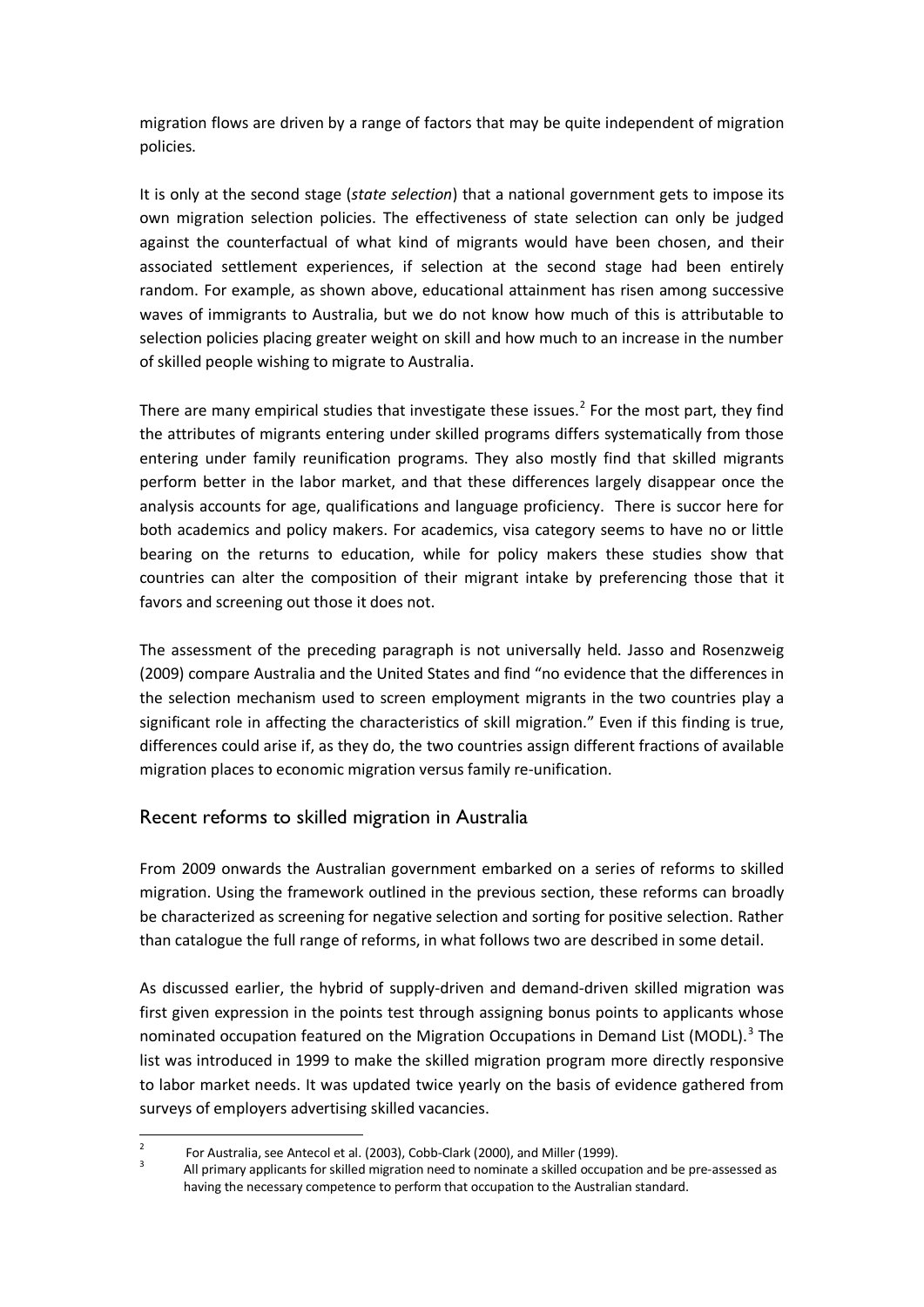migration flows are driven by a range of factors that may be quite independent of migration policies.

It is only at the second stage (*state selection*) that a national government gets to impose its own migration selection policies. The effectiveness of state selection can only be judged against the counterfactual of what kind of migrants would have been chosen, and their associated settlement experiences, if selection at the second stage had been entirely random. For example, as shown above, educational attainment has risen among successive waves of immigrants to Australia, but we do not know how much of this is attributable to selection policies placing greater weight on skill and how much to an increase in the number of skilled people wishing to migrate to Australia.

There are many empirical studies that investigate these issues.[2] For the most part, they find the attributes of migrants entering under skilled programs differs systematically from those entering under family reunification programs. They also mostly find that skilled migrants perform better in the labor market, and that these differences largely disappear once the analysis accounts for age, qualifications and language proficiency. There is succor here for both academics and policy makers. For academics, visa category seems to have no or little bearing on the returns to education, while for policy makers these studies show that countries can alter the composition of their migrant intake by preferencing those that it favors and screening out those it does not.

The assessment of the preceding paragraph is not universally held. Jasso and Rosenzweig (2009) compare Australia and the United States and find "no evidence that the differences in the selection mechanism used to screen employment migrants in the two countries play a significant role in affecting the characteristics of skill migration." Even if this finding is true, differences could arise if, as they do, the two countries assign different fractions of available migration places to economic migration versus family re-unification.

## Recent reforms to skilled migration in Australia

From 2009 onwards the Australian government embarked on a series of reforms to skilled migration. Using the framework outlined in the previous section, these reforms can broadly be characterized as screening for negative selection and sorting for positive selection. Rather than catalogue the full range of reforms, in what follows two are described in some detail.

As discussed earlier, the hybrid of supply-driven and demand-driven skilled migration was first given expression in the points test through assigning bonus points to applicants whose nominated occupation featured on the Migration Occupations in Demand List (MODL).[3] The list was introduced in 1999 to make the skilled migration program more directly responsive to labor market needs. It was updated twice yearly on the basis of evidence gathered from surveys of employers advertising skilled vacancies.

[2] For Australia, see Antecol et al. (2003), Cobb-Clark (2000), and Miller (1999).

[3] All primary applicants for skilled migration need to nominate a skilled occupation and be pre-assessed as having the necessary competence to perform that occupation to the Australian standard.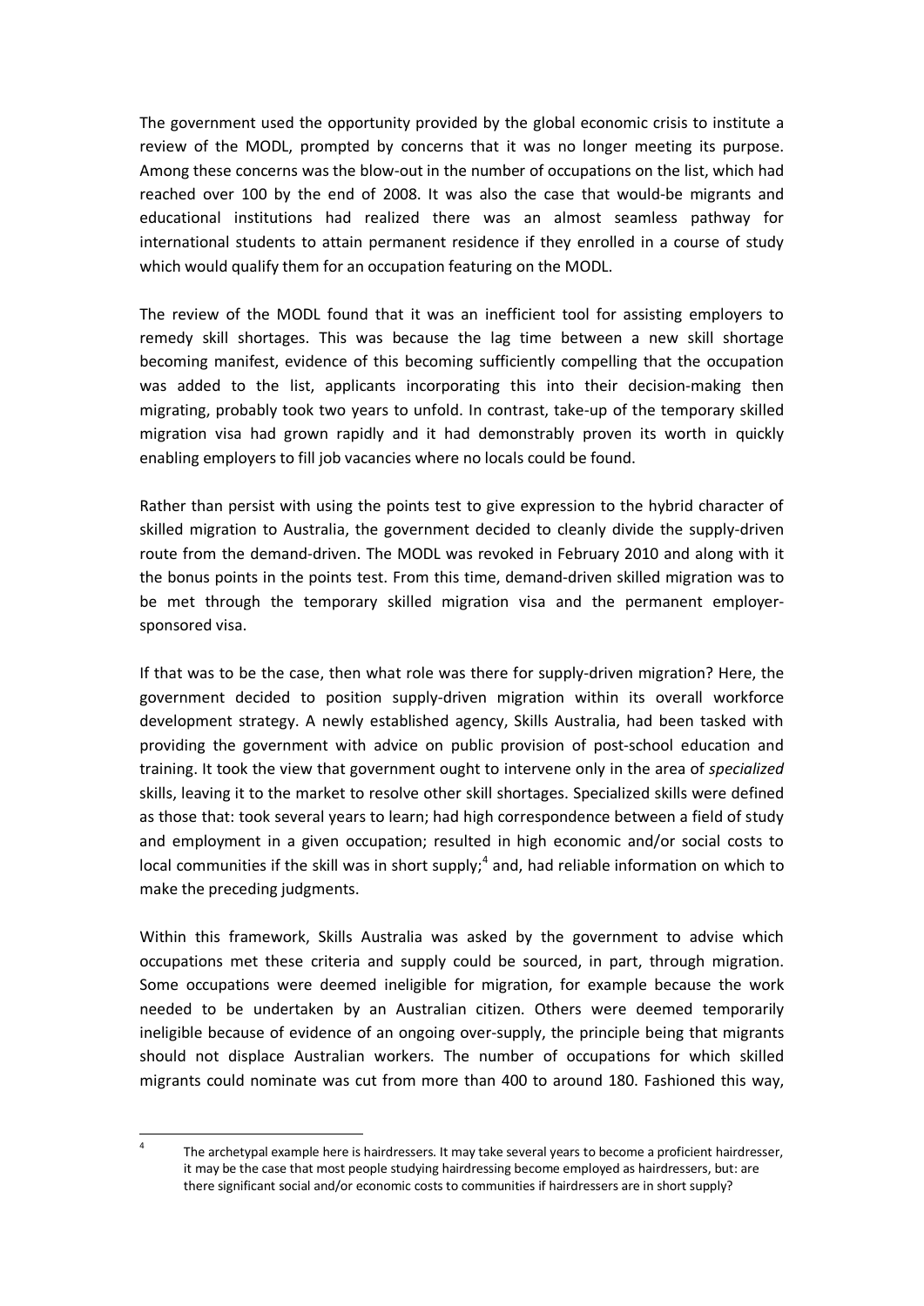The government used the opportunity provided by the global economic crisis to institute a review of the MODL, prompted by concerns that it was no longer meeting its purpose. Among these concerns was the blow-out in the number of occupations on the list, which had reached over 100 by the end of 2008. It was also the case that would-be migrants and educational institutions had realized there was an almost seamless pathway for international students to attain permanent residence if they enrolled in a course of study which would qualify them for an occupation featuring on the MODL.

The review of the MODL found that it was an inefficient tool for assisting employers to remedy skill shortages. This was because the lag time between a new skill shortage becoming manifest, evidence of this becoming sufficiently compelling that the occupation was added to the list, applicants incorporating this into their decision-making then migrating, probably took two years to unfold. In contrast, take-up of the temporary skilled migration visa had grown rapidly and it had demonstrably proven its worth in quickly enabling employers to fill job vacancies where no locals could be found.

Rather than persist with using the points test to give expression to the hybrid character of skilled migration to Australia, the government decided to cleanly divide the supply-driven route from the demand-driven. The MODL was revoked in February 2010 and along with it the bonus points in the points test. From this time, demand-driven skilled migration was to be met through the temporary skilled migration visa and the permanent employer-sponsored visa.

If that was to be the case, then what role was there for supply-driven migration? Here, the government decided to position supply-driven migration within its overall workforce development strategy. A newly established agency, Skills Australia, had been tasked with providing the government with advice on public provision of post-school education and training. It took the view that government ought to intervene only in the area of *specialized* skills, leaving it to the market to resolve other skill shortages. Specialized skills were defined as those that: took several years to learn; had high correspondence between a field of study and employment in a given occupation; resulted in high economic and/or social costs to local communities if the skill was in short supply;[4] and, had reliable information on which to make the preceding judgments.

Within this framework, Skills Australia was asked by the government to advise which occupations met these criteria and supply could be sourced, in part, through migration. Some occupations were deemed ineligible for migration, for example because the work needed to be undertaken by an Australian citizen. Others were deemed temporarily ineligible because of evidence of an ongoing over-supply, the principle being that migrants should not displace Australian workers. The number of occupations for which skilled migrants could nominate was cut from more than 400 to around 180. Fashioned this way,

---

[4] The archetypal example here is hairdressers. It may take several years to become a proficient hairdresser, it may be the case that most people studying hairdressing become employed as hairdressers, but: are there significant social and/or economic costs to communities if hairdressers are in short supply?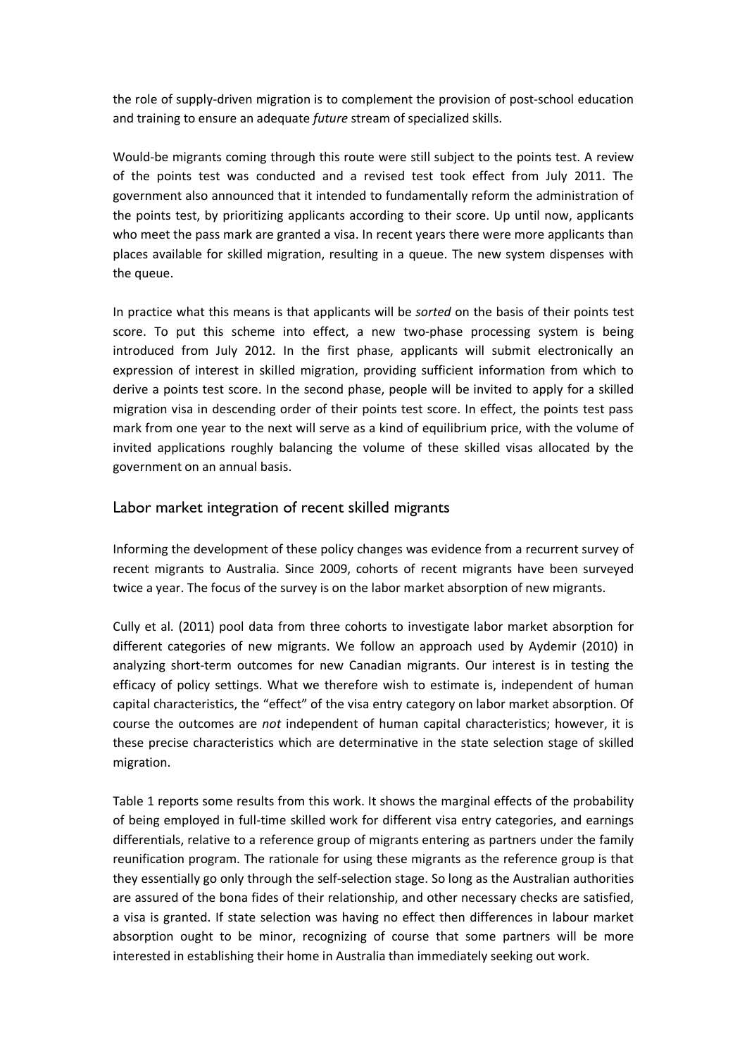the role of supply-driven migration is to complement the provision of post-school education and training to ensure an adequate *future* stream of specialized skills.

Would-be migrants coming through this route were still subject to the points test. A review of the points test was conducted and a revised test took effect from July 2011. The government also announced that it intended to fundamentally reform the administration of the points test, by prioritizing applicants according to their score. Up until now, applicants who meet the pass mark are granted a visa. In recent years there were more applicants than places available for skilled migration, resulting in a queue. The new system dispenses with the queue.

In practice what this means is that applicants will be *sorted* on the basis of their points test score. To put this scheme into effect, a new two-phase processing system is being introduced from July 2012. In the first phase, applicants will submit electronically an expression of interest in skilled migration, providing sufficient information from which to derive a points test score. In the second phase, people will be invited to apply for a skilled migration visa in descending order of their points test score. In effect, the points test pass mark from one year to the next will serve as a kind of equilibrium price, with the volume of invited applications roughly balancing the volume of these skilled visas allocated by the government on an annual basis.

## Labor market integration of recent skilled migrants

Informing the development of these policy changes was evidence from a recurrent survey of recent migrants to Australia. Since 2009, cohorts of recent migrants have been surveyed twice a year. The focus of the survey is on the labor market absorption of new migrants.

Cully et al. (2011) pool data from three cohorts to investigate labor market absorption for different categories of new migrants. We follow an approach used by Aydemir (2010) in analyzing short-term outcomes for new Canadian migrants. Our interest is in testing the efficacy of policy settings. What we therefore wish to estimate is, independent of human capital characteristics, the "effect" of the visa entry category on labor market absorption. Of course the outcomes are *not* independent of human capital characteristics; however, it is these precise characteristics which are determinative in the state selection stage of skilled migration.

Table 1 reports some results from this work. It shows the marginal effects of the probability of being employed in full-time skilled work for different visa entry categories, and earnings differentials, relative to a reference group of migrants entering as partners under the family reunification program. The rationale for using these migrants as the reference group is that they essentially go only through the self-selection stage. So long as the Australian authorities are assured of the bona fides of their relationship, and other necessary checks are satisfied, a visa is granted. If state selection was having no effect then differences in labour market absorption ought to be minor, recognizing of course that some partners will be more interested in establishing their home in Australia than immediately seeking out work.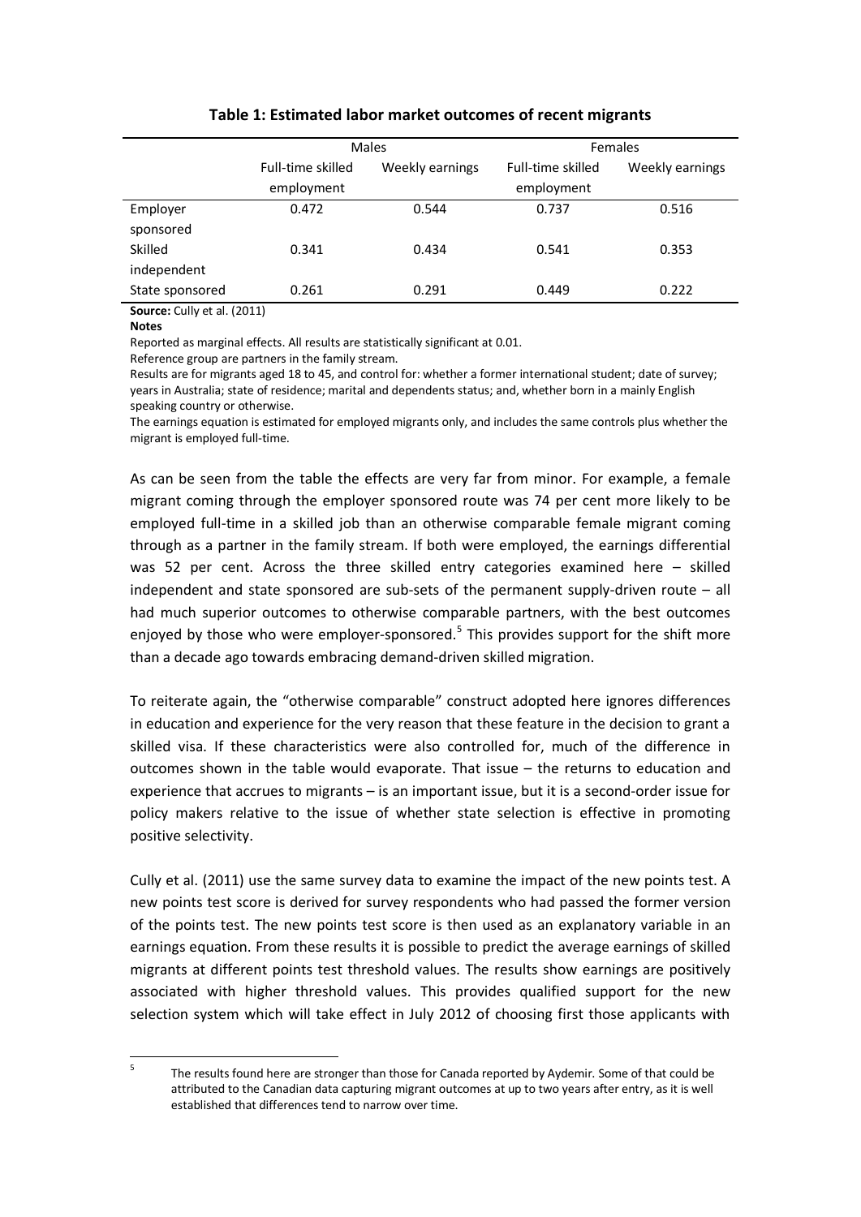**Table 1: Estimated labor market outcomes of recent migrants**

| | Males | | Females | |
|---|---|---|---|---|
| | Full-time skilled employment | Weekly earnings | Full-time skilled employment | Weekly earnings |
| Employer sponsored | 0.472 | 0.544 | 0.737 | 0.516 |
| Skilled independent | 0.341 | 0.434 | 0.541 | 0.353 |
| State sponsored | 0.261 | 0.291 | 0.449 | 0.222 |

**Source:** Cully et al. (2011)

**Notes**

Reported as marginal effects. All results are statistically significant at 0.01.

Reference group are partners in the family stream.

Results are for migrants aged 18 to 45, and control for: whether a former international student; date of survey; years in Australia; state of residence; marital and dependents status; and, whether born in a mainly English speaking country or otherwise.

The earnings equation is estimated for employed migrants only, and includes the same controls plus whether the migrant is employed full-time.

As can be seen from the table the effects are very far from minor. For example, a female migrant coming through the employer sponsored route was 74 per cent more likely to be employed full-time in a skilled job than an otherwise comparable female migrant coming through as a partner in the family stream. If both were employed, the earnings differential was 52 per cent. Across the three skilled entry categories examined here – skilled independent and state sponsored are sub-sets of the permanent supply-driven route – all had much superior outcomes to otherwise comparable partners, with the best outcomes enjoyed by those who were employer-sponsored.[5] This provides support for the shift more than a decade ago towards embracing demand-driven skilled migration.

To reiterate again, the "otherwise comparable" construct adopted here ignores differences in education and experience for the very reason that these feature in the decision to grant a skilled visa. If these characteristics were also controlled for, much of the difference in outcomes shown in the table would evaporate. That issue – the returns to education and experience that accrues to migrants – is an important issue, but it is a second-order issue for policy makers relative to the issue of whether state selection is effective in promoting positive selectivity.

Cully et al. (2011) use the same survey data to examine the impact of the new points test. A new points test score is derived for survey respondents who had passed the former version of the points test. The new points test score is then used as an explanatory variable in an earnings equation. From these results it is possible to predict the average earnings of skilled migrants at different points test threshold values. The results show earnings are positively associated with higher threshold values. This provides qualified support for the new selection system which will take effect in July 2012 of choosing first those applicants with

[5] The results found here are stronger than those for Canada reported by Aydemir. Some of that could be attributed to the Canadian data capturing migrant outcomes at up to two years after entry, as it is well established that differences tend to narrow over time.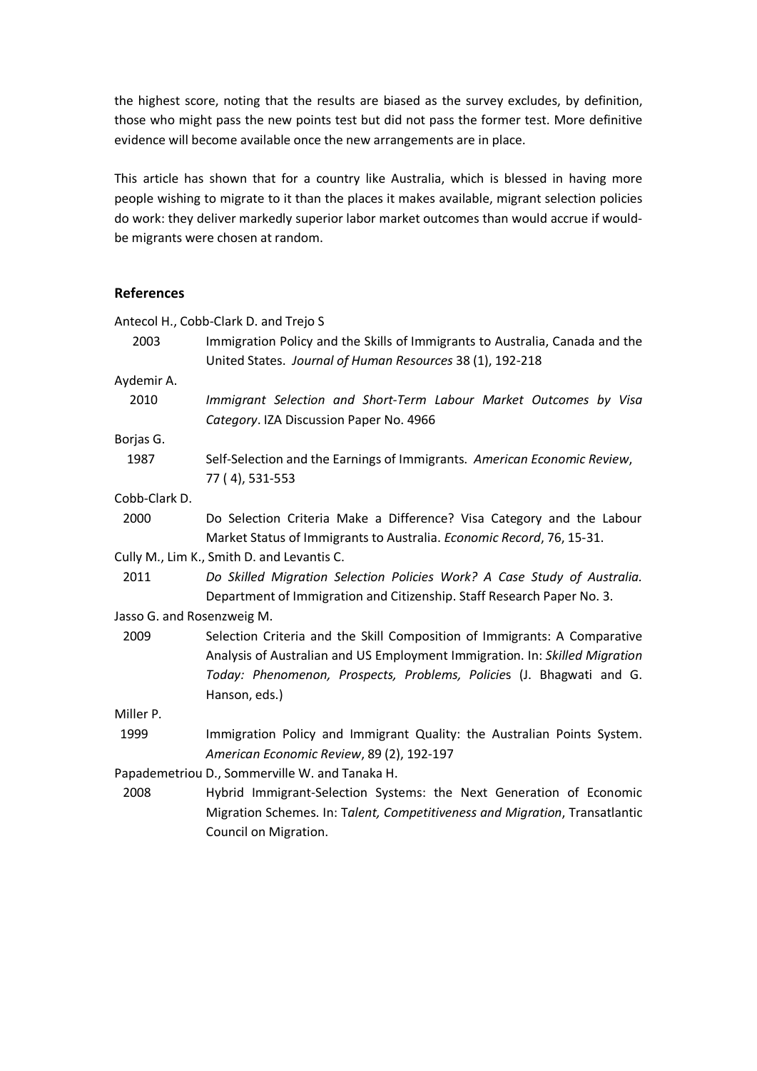the highest score, noting that the results are biased as the survey excludes, by definition, those who might pass the new points test but did not pass the former test. More definitive evidence will become available once the new arrangements are in place.

This article has shown that for a country like Australia, which is blessed in having more people wishing to migrate to it than the places it makes available, migrant selection policies do work: they deliver markedly superior labor market outcomes than would accrue if would-be migrants were chosen at random.

## References

Antecol H., Cobb-Clark D. and Trejo S

2003 Immigration Policy and the Skills of Immigrants to Australia, Canada and the United States. *Journal of Human Resources* 38 (1), 192-218

Aydemir A.

2010 *Immigrant Selection and Short-Term Labour Market Outcomes by Visa Category*. IZA Discussion Paper No. 4966

Borjas G.

1987 Self-Selection and the Earnings of Immigrants. *American Economic Review*, 77 ( 4), 531-553

Cobb-Clark D.

2000 Do Selection Criteria Make a Difference? Visa Category and the Labour Market Status of Immigrants to Australia. *Economic Record*, 76, 15-31.

Cully M., Lim K., Smith D. and Levantis C.

2011 *Do Skilled Migration Selection Policies Work? A Case Study of Australia.* Department of Immigration and Citizenship. Staff Research Paper No. 3.

Jasso G. and Rosenzweig M.

2009 Selection Criteria and the Skill Composition of Immigrants: A Comparative Analysis of Australian and US Employment Immigration. In: *Skilled Migration Today: Phenomenon, Prospects, Problems, Policie*s (J. Bhagwati and G. Hanson, eds.)

Miller P.

1999 Immigration Policy and Immigrant Quality: the Australian Points System. *American Economic Review*, 89 (2), 192-197

Papademetriou D., Sommerville W. and Tanaka H.

2008 Hybrid Immigrant-Selection Systems: the Next Generation of Economic Migration Schemes. In: T*alent, Competitiveness and Migration*, Transatlantic Council on Migration.